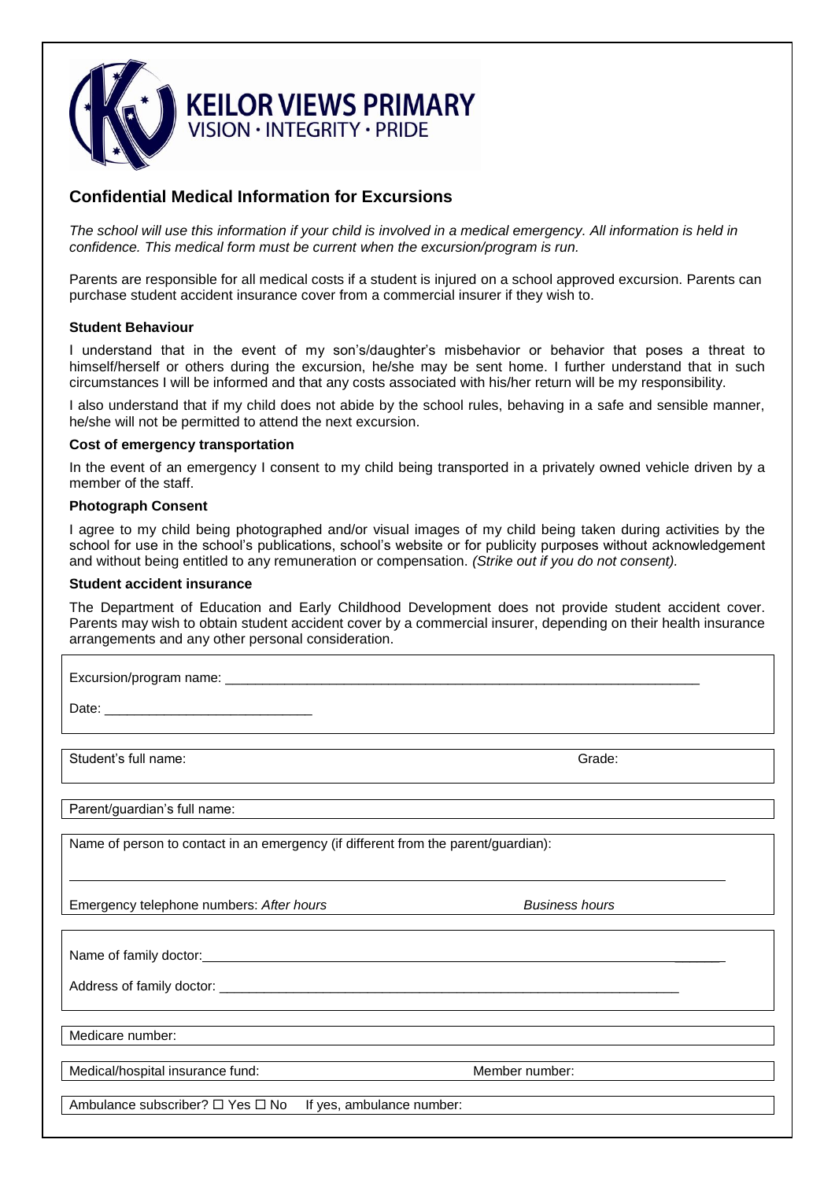**KEILOR VIEWS PRIMARY**
VISION · INTEGRITY · PRIDE

## Confidential Medical Information for Excursions

*The school will use this information if your child is involved in a medical emergency. All information is held in confidence. This medical form must be current when the excursion/program is run.*

Parents are responsible for all medical costs if a student is injured on a school approved excursion. Parents can purchase student accident insurance cover from a commercial insurer if they wish to.

### Student Behaviour

I understand that in the event of my son's/daughter's misbehavior or behavior that poses a threat to himself/herself or others during the excursion, he/she may be sent home. I further understand that in such circumstances I will be informed and that any costs associated with his/her return will be my responsibility.

I also understand that if my child does not abide by the school rules, behaving in a safe and sensible manner, he/she will not be permitted to attend the next excursion.

### Cost of emergency transportation

In the event of an emergency I consent to my child being transported in a privately owned vehicle driven by a member of the staff.

### Photograph Consent

I agree to my child being photographed and/or visual images of my child being taken during activities by the school for use in the school's publications, school's website or for publicity purposes without acknowledgement and without being entitled to any remuneration or compensation. *(Strike out if you do not consent).*

### Student accident insurance

The Department of Education and Early Childhood Development does not provide student accident cover. Parents may wish to obtain student accident cover by a commercial insurer, depending on their health insurance arrangements and any other personal consideration.

Excursion/program name: ____________________________________________

Date: ____________________________

Student's full name: Grade:

Parent/guardian's full name:

Name of person to contact in an emergency (if different from the parent/guardian):

____________________________________________

Emergency telephone numbers: *After hours* *Business hours*

Name of family doctor: ____________________________________________

Address of family doctor: ____________________________________________

Medicare number:

Medical/hospital insurance fund: Member number:

Ambulance subscriber? ☐ Yes ☐ No If yes, ambulance number: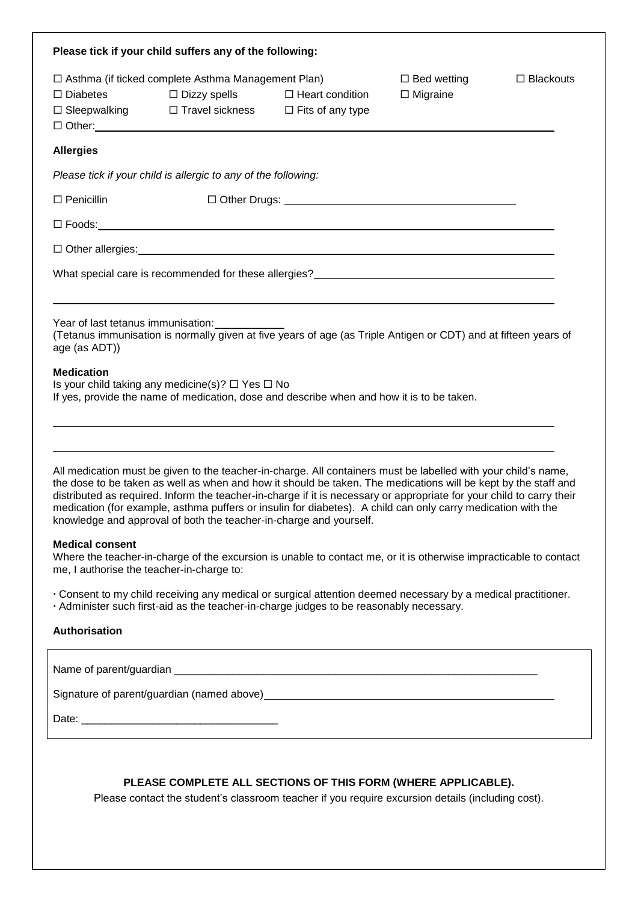**Please tick if your child suffers any of the following:**

☐ Asthma (if ticked complete Asthma Management Plan) ☐ Bed wetting ☐ Blackouts
☐ Diabetes ☐ Dizzy spells ☐ Heart condition ☐ Migraine
☐ Sleepwalking ☐ Travel sickness ☐ Fits of any type
☐ Other: \_\_\_\_\_\_\_\_\_\_\_\_\_\_\_\_\_\_\_\_\_\_\_\_\_\_\_\_\_\_\_\_\_\_\_\_\_\_\_\_

**Allergies**

*Please tick if your child is allergic to any of the following:*

☐ Penicillin ☐ Other Drugs: \_\_\_\_\_\_\_\_\_\_\_\_\_\_\_\_\_\_\_\_\_\_\_\_\_\_\_\_

☐ Foods: \_\_\_\_\_\_\_\_\_\_\_\_\_\_\_\_\_\_\_\_\_\_\_\_\_\_\_\_\_\_\_\_\_\_\_\_\_\_\_\_

☐ Other allergies: \_\_\_\_\_\_\_\_\_\_\_\_\_\_\_\_\_\_\_\_\_\_\_\_\_\_\_\_\_\_\_\_\_\_\_\_

What special care is recommended for these allergies? \_\_\_\_\_\_\_\_\_\_\_\_\_\_\_\_\_\_\_\_\_\_\_\_\_\_\_\_

\_\_\_\_\_\_\_\_\_\_\_\_\_\_\_\_\_\_\_\_\_\_\_\_\_\_\_\_\_\_\_\_\_\_\_\_\_\_\_\_\_\_\_\_\_\_\_\_\_\_\_\_

Year of last tetanus immunisation: \_\_\_\_\_\_\_\_\_\_\_\_
(Tetanus immunisation is normally given at five years of age (as Triple Antigen or CDT) and at fifteen years of age (as ADT))

**Medication**
Is your child taking any medicine(s)? ☐ Yes ☐ No
If yes, provide the name of medication, dose and describe when and how it is to be taken.

\_\_\_\_\_\_\_\_\_\_\_\_\_\_\_\_\_\_\_\_\_\_\_\_\_\_\_\_\_\_\_\_\_\_\_\_\_\_\_\_\_\_\_\_\_\_\_\_\_\_\_\_

\_\_\_\_\_\_\_\_\_\_\_\_\_\_\_\_\_\_\_\_\_\_\_\_\_\_\_\_\_\_\_\_\_\_\_\_\_\_\_\_\_\_\_\_\_\_\_\_\_\_\_\_

All medication must be given to the teacher-in-charge. All containers must be labelled with your child's name, the dose to be taken as well as when and how it should be taken. The medications will be kept by the staff and distributed as required. Inform the teacher-in-charge if it is necessary or appropriate for your child to carry their medication (for example, asthma puffers or insulin for diabetes). A child can only carry medication with the knowledge and approval of both the teacher-in-charge and yourself.

**Medical consent**
Where the teacher-in-charge of the excursion is unable to contact me, or it is otherwise impracticable to contact me, I authorise the teacher-in-charge to:

- Consent to my child receiving any medical or surgical attention deemed necessary by a medical practitioner.
- Administer such first-aid as the teacher-in-charge judges to be reasonably necessary.

**Authorisation**

Name of parent/guardian \_\_\_\_\_\_\_\_\_\_\_\_\_\_\_\_\_\_\_\_\_\_\_\_\_\_\_\_\_\_\_\_\_\_\_\_\_\_\_\_

Signature of parent/guardian (named above) \_\_\_\_\_\_\_\_\_\_\_\_\_\_\_\_\_\_\_\_\_\_\_\_\_\_\_\_

Date: \_\_\_\_\_\_\_\_\_\_\_\_\_\_\_\_\_\_\_\_\_\_\_\_\_\_\_\_\_\_\_\_

**PLEASE COMPLETE ALL SECTIONS OF THIS FORM (WHERE APPLICABLE).**

Please contact the student's classroom teacher if you require excursion details (including cost).